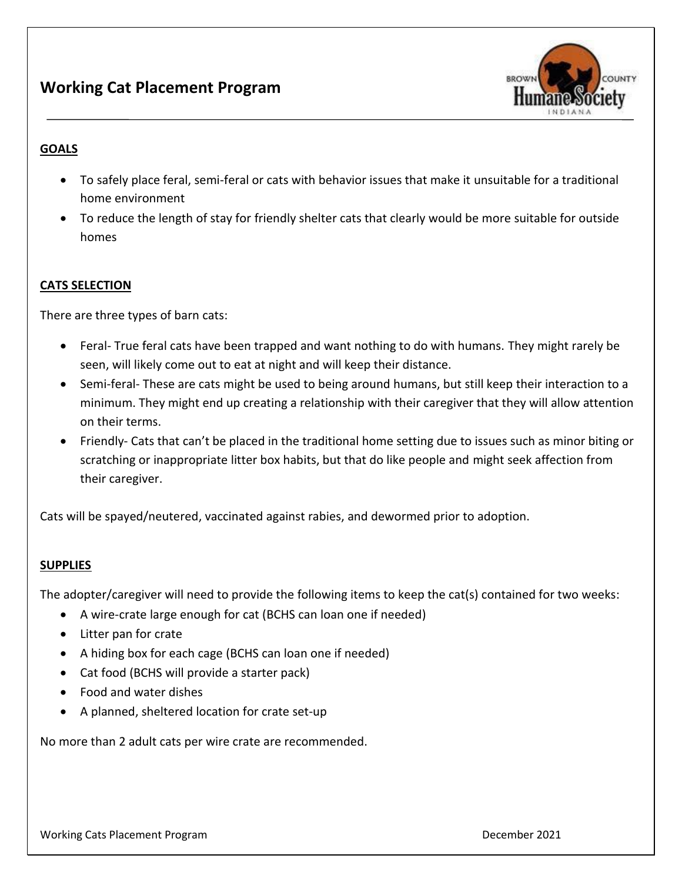# Working Cat Placement Program

## GOALS

- To safely place feral, semi-feral or cats with behavior issues that make it unsuitable for a traditional home environment
- To reduce the length of stay for friendly shelter cats that clearly would be more suitable for outside homes

## CATS SELECTION

There are three types of barn cats:

- Feral- True feral cats have been trapped and want nothing to do with humans. They might rarely be seen, will likely come out to eat at night and will keep their distance.
- Semi-feral- These are cats might be used to being around humans, but still keep their interaction to a minimum. They might end up creating a relationship with their caregiver that they will allow attention on their terms.
- Friendly- Cats that can't be placed in the traditional home setting due to issues such as minor biting or scratching or inappropriate litter box habits, but that do like people and might seek affection from their caregiver.

Cats will be spayed/neutered, vaccinated against rabies, and dewormed prior to adoption.

## SUPPLIES

The adopter/caregiver will need to provide the following items to keep the cat(s) contained for two weeks:

- A wire-crate large enough for cat (BCHS can loan one if needed)
- Litter pan for crate
- A hiding box for each cage (BCHS can loan one if needed)
- Cat food (BCHS will provide a starter pack)
- Food and water dishes
- A planned, sheltered location for crate set-up

No more than 2 adult cats per wire crate are recommended.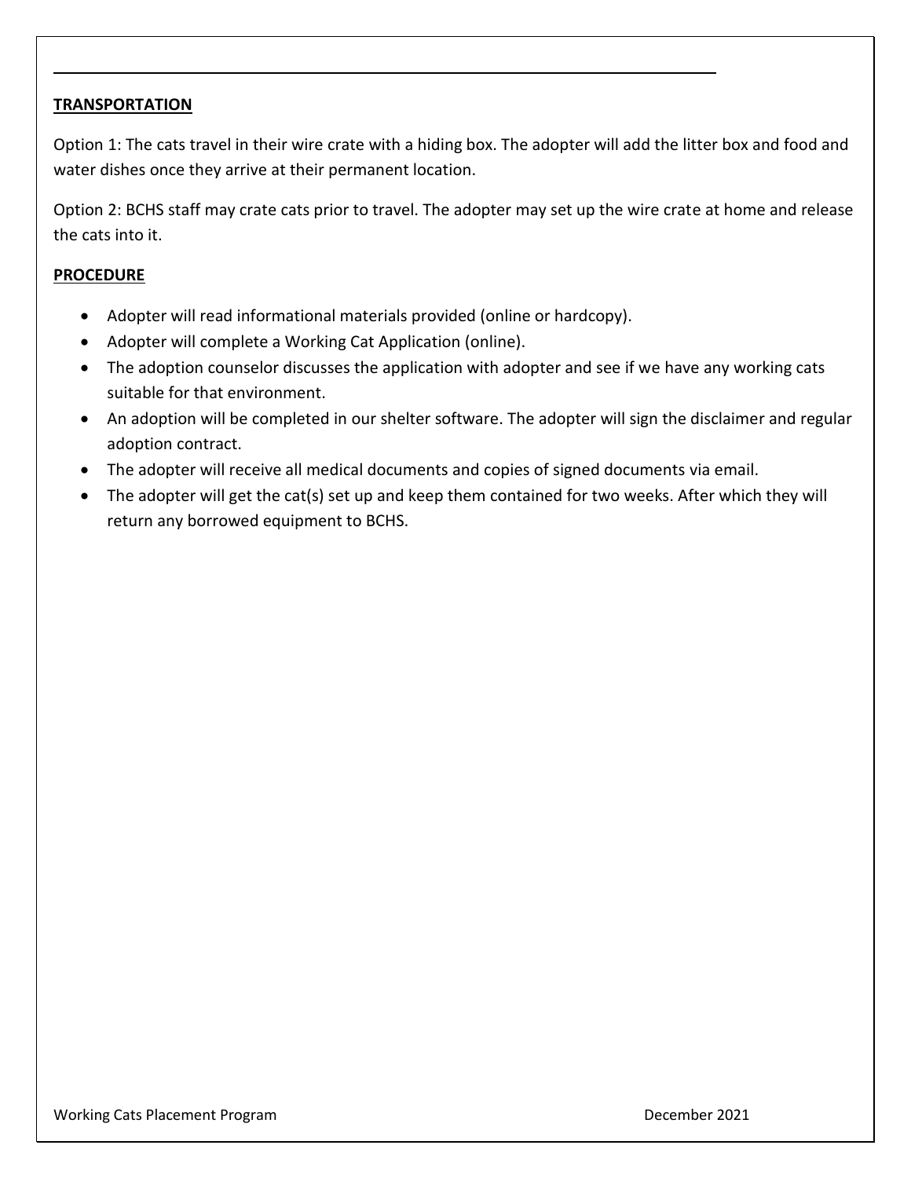## TRANSPORTATION

Option 1: The cats travel in their wire crate with a hiding box. The adopter will add the litter box and food and water dishes once they arrive at their permanent location.

Option 2: BCHS staff may crate cats prior to travel. The adopter may set up the wire crate at home and release the cats into it.

## PROCEDURE

- Adopter will read informational materials provided (online or hardcopy).
- Adopter will complete a Working Cat Application (online).
- The adoption counselor discusses the application with adopter and see if we have any working cats suitable for that environment.
- An adoption will be completed in our shelter software. The adopter will sign the disclaimer and regular adoption contract.
- The adopter will receive all medical documents and copies of signed documents via email.
- The adopter will get the cat(s) set up and keep them contained for two weeks. After which they will return any borrowed equipment to BCHS.